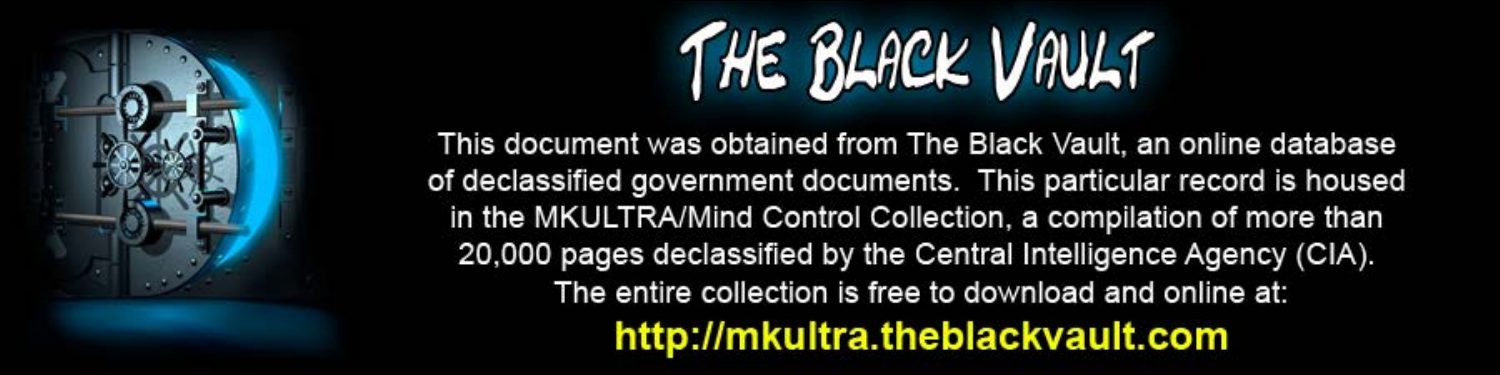# THE BLACK VAULT

This document was obtained from The Black Vault, an online database of declassified government documents. This particular record is housed in the MKULTRA/Mind Control Collection, a compilation of more than 20,000 pages declassified by the Central Intelligence Agency (CIA). The entire collection is free to download and online at:

**http://mkultra.theblackvault.com**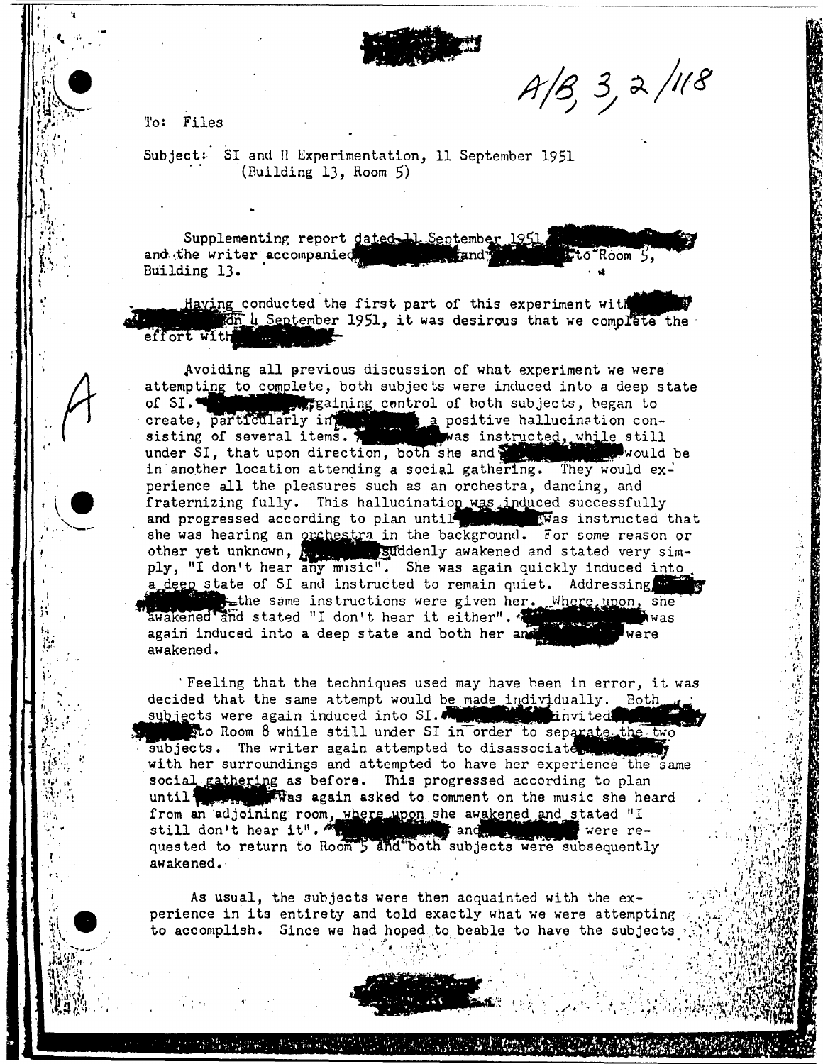A/B, 3, 2/118

To: Files

Subject: SI and H Experimentation, 11 September 1951 (Building 13, Room 5)

Supplementing report dated 11 September 1951 [redacted] and the writer accompanied [redacted] and [redacted] to Room 5, Building 13.

Having conducted the first part of this experiment with [redacted] on 4 September 1951, it was desirous that we complete the effort with [redacted].

Avoiding all previous discussion of what experiment we were attempting to complete, both subjects were induced into a deep state of SI. [redacted] gaining control of both subjects, began to create, particularly in [redacted] a positive hallucination consisting of several items. [redacted] was instructed, while still under SI, that upon direction, both she and [redacted] would be in another location attending a social gathering. They would experience all the pleasures such as an orchestra, dancing, and fraternizing fully. This hallucination was induced successfully and progressed according to plan until [redacted] was instructed that she was hearing an orchestra in the background. For some reason or other yet unknown, [redacted] suddenly awakened and stated very simply, "I don't hear any music". She was again quickly induced into a deep state of SI and instructed to remain quiet. Addressing [redacted] the same instructions were given her. Where upon, she awakened and stated "I don't hear it either". [redacted] was again induced into a deep state and both her and [redacted] were awakened.

Feeling that the techniques used may have been in error, it was decided that the same attempt would be made individually. Both subjects were again induced into SI. [redacted] invited [redacted] to Room 8 while still under SI in order to separate the two subjects. The writer again attempted to disassociate [redacted] with her surroundings and attempted to have her experience the same social gathering as before. This progressed according to plan until [redacted] was again asked to comment on the music she heard from an adjoining room, where upon she awakened and stated "I still don't hear it". [redacted] and [redacted] were requested to return to Room 5 and both subjects were subsequently awakened.

As usual, the subjects were then acquainted with the experience in its entirety and told exactly what we were attempting to accomplish. Since we had hoped to beable to have the subjects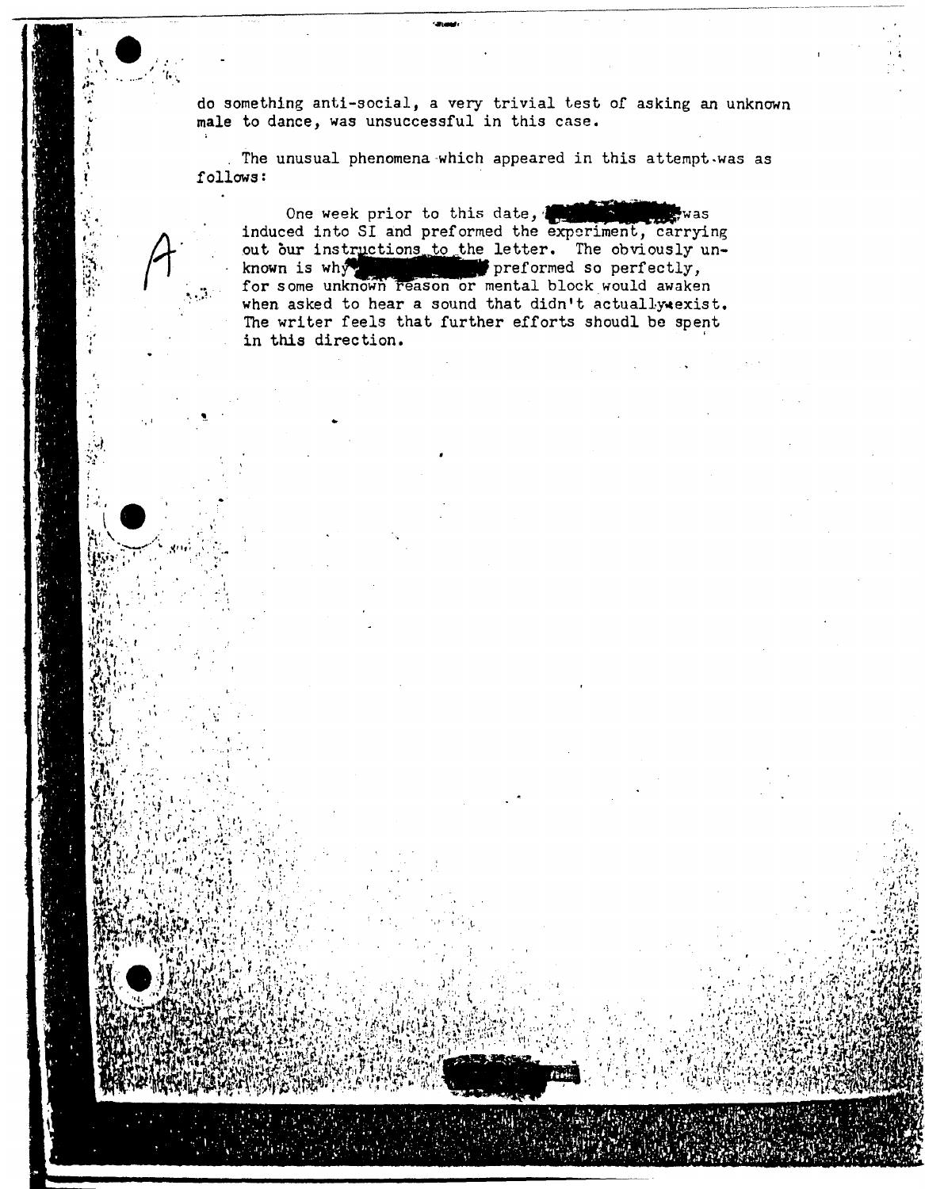do something anti-social, a very trivial test of asking an unknown male to dance, was unsuccessful in this case.

The unusual phenomena which appeared in this attempt was as follows:

> One week prior to this date, [redacted] was induced into SI and preformed the experiment, carrying out our instructions to the letter. The obviously unknown is why [redacted] preformed so perfectly, for some unknown reason or mental block would awaken when asked to hear a sound that didn't actually exist. The writer feels that further efforts shoudl be spent in this direction.